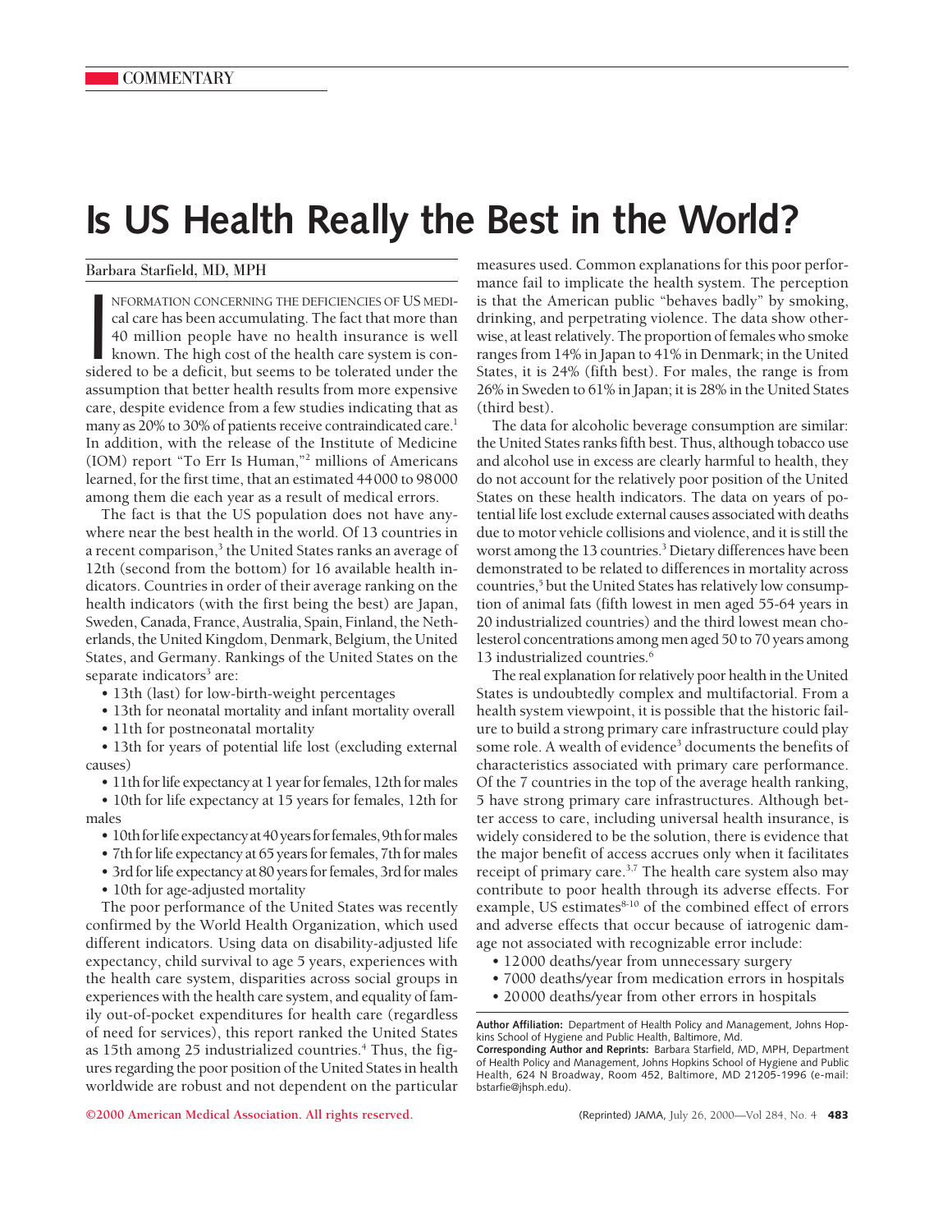COMMENTARY

# Is US Health Really the Best in the World?

Barbara Starfield, MD, MPH

INFORMATION CONCERNING THE DEFICIENCIES OF US MEDICAL care has been accumulating. The fact that more than 40 million people have no health insurance is well known. The high cost of the health care system is considered to be a deficit, but seems to be tolerated under the assumption that better health results from more expensive care, despite evidence from a few studies indicating that as many as 20% to 30% of patients receive contraindicated care.[1] In addition, with the release of the Institute of Medicine (IOM) report "To Err Is Human,"[2] millions of Americans learned, for the first time, that an estimated 44 000 to 98 000 among them die each year as a result of medical errors.

The fact is that the US population does not have anywhere near the best health in the world. Of 13 countries in a recent comparison,[3] the United States ranks an average of 12th (second from the bottom) for 16 available health indicators. Countries in order of their average ranking on the health indicators (with the first being the best) are Japan, Sweden, Canada, France, Australia, Spain, Finland, the Netherlands, the United Kingdom, Denmark, Belgium, the United States, and Germany. Rankings of the United States on the separate indicators[3] are:

- 13th (last) for low-birth-weight percentages
- 13th for neonatal mortality and infant mortality overall
- 11th for postneonatal mortality
- 13th for years of potential life lost (excluding external causes)
- 11th for life expectancy at 1 year for females, 12th for males
- 10th for life expectancy at 15 years for females, 12th for males
- 10th for life expectancy at 40 years for females, 9th for males
- 7th for life expectancy at 65 years for females, 7th for males
- 3rd for life expectancy at 80 years for females, 3rd for males
- 10th for age-adjusted mortality

The poor performance of the United States was recently confirmed by the World Health Organization, which used different indicators. Using data on disability-adjusted life expectancy, child survival to age 5 years, experiences with the health care system, disparities across social groups in experiences with the health care system, and equality of family out-of-pocket expenditures for health care (regardless of need for services), this report ranked the United States as 15th among 25 industrialized countries.[4] Thus, the figures regarding the poor position of the United States in health worldwide are robust and not dependent on the particular measures used. Common explanations for this poor performance fail to implicate the health system. The perception is that the American public "behaves badly" by smoking, drinking, and perpetrating violence. The data show otherwise, at least relatively. The proportion of females who smoke ranges from 14% in Japan to 41% in Denmark; in the United States, it is 24% (fifth best). For males, the range is from 26% in Sweden to 61% in Japan; it is 28% in the United States (third best).

The data for alcoholic beverage consumption are similar: the United States ranks fifth best. Thus, although tobacco use and alcohol use in excess are clearly harmful to health, they do not account for the relatively poor position of the United States on these health indicators. The data on years of potential life lost exclude external causes associated with deaths due to motor vehicle collisions and violence, and it is still the worst among the 13 countries.[3] Dietary differences have been demonstrated to be related to differences in mortality across countries,[5] but the United States has relatively low consumption of animal fats (fifth lowest in men aged 55-64 years in 20 industrialized countries) and the third lowest mean cholesterol concentrations among men aged 50 to 70 years among 13 industrialized countries.[6]

The real explanation for relatively poor health in the United States is undoubtedly complex and multifactorial. From a health system viewpoint, it is possible that the historic failure to build a strong primary care infrastructure could play some role. A wealth of evidence[3] documents the benefits of characteristics associated with primary care performance. Of the 7 countries in the top of the average health ranking, 5 have strong primary care infrastructures. Although better access to care, including universal health insurance, is widely considered to be the solution, there is evidence that the major benefit of access accrues only when it facilitates receipt of primary care.[3,7] The health care system also may contribute to poor health through its adverse effects. For example, US estimates[8-10] of the combined effect of errors and adverse effects that occur because of iatrogenic damage not associated with recognizable error include:

- 12 000 deaths/year from unnecessary surgery
- 7000 deaths/year from medication errors in hospitals
- 20 000 deaths/year from other errors in hospitals

**Author Affiliation:** Department of Health Policy and Management, Johns Hopkins School of Hygiene and Public Health, Baltimore, Md.

**Corresponding Author and Reprints:** Barbara Starfield, MD, MPH, Department of Health Policy and Management, Johns Hopkins School of Hygiene and Public Health, 624 N Broadway, Room 452, Baltimore, MD 21205-1996 (e-mail: bstarfie@jhsph.edu).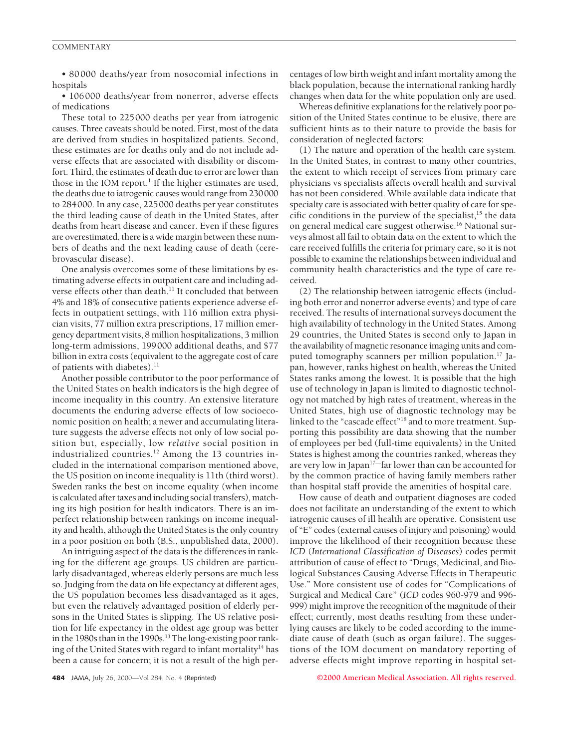• 80 000 deaths/year from nosocomial infections in hospitals

• 106 000 deaths/year from nonerror, adverse effects of medications

These total to 225 000 deaths per year from iatrogenic causes. Three caveats should be noted. First, most of the data are derived from studies in hospitalized patients. Second, these estimates are for deaths only and do not include adverse effects that are associated with disability or discomfort. Third, the estimates of death due to error are lower than those in the IOM report.[1] If the higher estimates are used, the deaths due to iatrogenic causes would range from 230 000 to 284 000. In any case, 225 000 deaths per year constitutes the third leading cause of death in the United States, after deaths from heart disease and cancer. Even if these figures are overestimated, there is a wide margin between these numbers of deaths and the next leading cause of death (cerebrovascular disease).

One analysis overcomes some of these limitations by estimating adverse effects in outpatient care and including adverse effects other than death.[11] It concluded that between 4% and 18% of consecutive patients experience adverse effects in outpatient settings, with 116 million extra physician visits, 77 million extra prescriptions, 17 million emergency department visits, 8 million hospitalizations, 3 million long-term admissions, 199 000 additional deaths, and $77 billion in extra costs (equivalent to the aggregate cost of care of patients with diabetes).[11]

Another possible contributor to the poor performance of the United States on health indicators is the high degree of income inequality in this country. An extensive literature documents the enduring adverse effects of low socioeconomic position on health; a newer and accumulating literature suggests the adverse effects not only of low social position but, especially, low *relative* social position in industrialized countries.[12] Among the 13 countries included in the international comparison mentioned above, the US position on income inequality is 11th (third worst). Sweden ranks the best on income equality (when income is calculated after taxes and including social transfers), matching its high position for health indicators. There is an imperfect relationship between rankings on income inequality and health, although the United States is the only country in a poor position on both (B.S., unpublished data, 2000).

An intriguing aspect of the data is the differences in ranking for the different age groups. US children are particularly disadvantaged, whereas elderly persons are much less so. Judging from the data on life expectancy at different ages, the US population becomes less disadvantaged as it ages, but even the relatively advantaged position of elderly persons in the United States is slipping. The US relative position for life expectancy in the oldest age group was better in the 1980s than in the 1990s.[13] The long-existing poor ranking of the United States with regard to infant mortality[14] has been a cause for concern; it is not a result of the high percentages of low birth weight and infant mortality among the black population, because the international ranking hardly changes when data for the white population only are used.

Whereas definitive explanations for the relatively poor position of the United States continue to be elusive, there are sufficient hints as to their nature to provide the basis for consideration of neglected factors:

(1) The nature and operation of the health care system. In the United States, in contrast to many other countries, the extent to which receipt of services from primary care physicians vs specialists affects overall health and survival has not been considered. While available data indicate that specialty care is associated with better quality of care for specific conditions in the purview of the specialist,[15] the data on general medical care suggest otherwise.[16] National surveys almost all fail to obtain data on the extent to which the care received fulfills the criteria for primary care, so it is not possible to examine the relationships between individual and community health characteristics and the type of care received.

(2) The relationship between iatrogenic effects (including both error and nonerror adverse events) and type of care received. The results of international surveys document the high availability of technology in the United States. Among 29 countries, the United States is second only to Japan in the availability of magnetic resonance imaging units and computed tomography scanners per million population.[17] Japan, however, ranks highest on health, whereas the United States ranks among the lowest. It is possible that the high use of technology in Japan is limited to diagnostic technology not matched by high rates of treatment, whereas in the United States, high use of diagnostic technology may be linked to the "cascade effect"[18] and to more treatment. Supporting this possibility are data showing that the number of employees per bed (full-time equivalents) in the United States is highest among the countries ranked, whereas they are very low in Japan[17]—far lower than can be accounted for by the common practice of having family members rather than hospital staff provide the amenities of hospital care.

How cause of death and outpatient diagnoses are coded does not facilitate an understanding of the extent to which iatrogenic causes of ill health are operative. Consistent use of "E" codes (external causes of injury and poisoning) would improve the likelihood of their recognition because these *ICD* (*International Classification of Diseases*) codes permit attribution of cause of effect to "Drugs, Medicinal, and Biological Substances Causing Adverse Effects in Therapeutic Use." More consistent use of codes for "Complications of Surgical and Medical Care" (*ICD* codes 960-979 and 996-999) might improve the recognition of the magnitude of their effect; currently, most deaths resulting from these underlying causes are likely to be coded according to the immediate cause of death (such as organ failure). The suggestions of the IOM document on mandatory reporting of adverse effects might improve reporting in hospital set-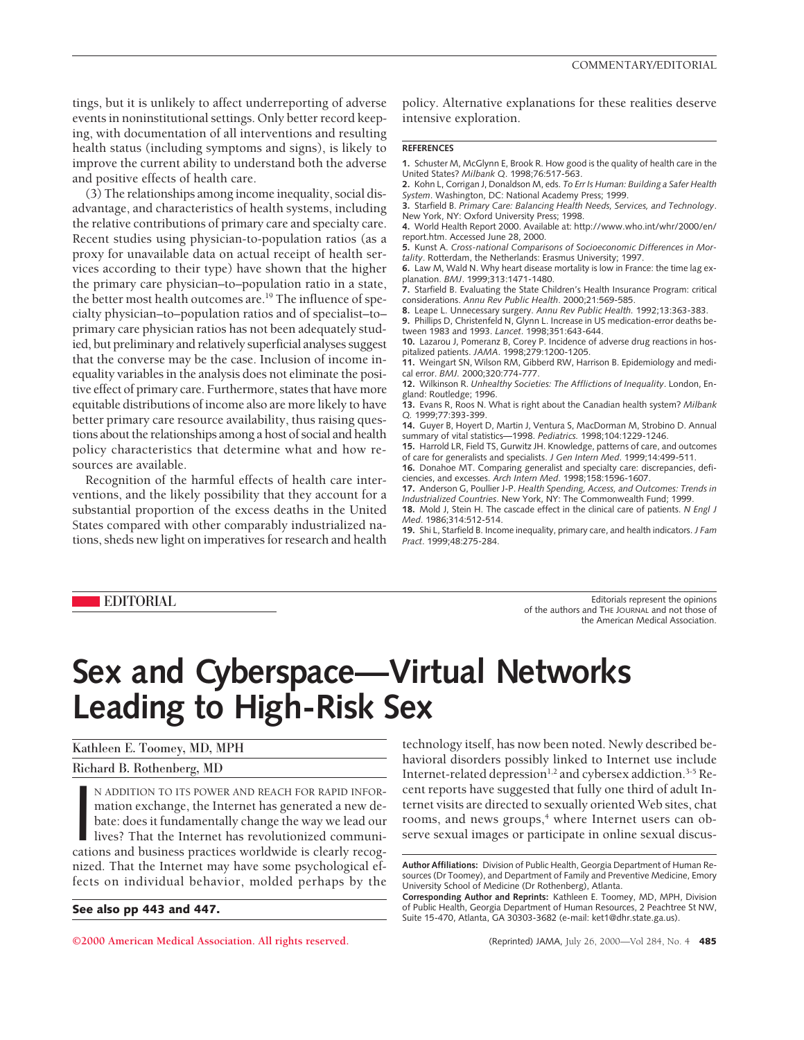tings, but it is unlikely to affect underreporting of adverse events in noninstitutional settings. Only better record keeping, with documentation of all interventions and resulting health status (including symptoms and signs), is likely to improve the current ability to understand both the adverse and positive effects of health care.

(3) The relationships among income inequality, social disadvantage, and characteristics of health systems, including the relative contributions of primary care and specialty care. Recent studies using physician-to-population ratios (as a proxy for unavailable data on actual receipt of health services according to their type) have shown that the higher the primary care physician–to–population ratio in a state, the better most health outcomes are.[19] The influence of specialty physician–to–population ratios and of specialist–to–primary care physician ratios has not been adequately studied, but preliminary and relatively superficial analyses suggest that the converse may be the case. Inclusion of income inequality variables in the analysis does not eliminate the positive effect of primary care. Furthermore, states that have more equitable distributions of income also are more likely to have better primary care resource availability, thus raising questions about the relationships among a host of social and health policy characteristics that determine what and how resources are available.

Recognition of the harmful effects of health care interventions, and the likely possibility that they account for a substantial proportion of the excess deaths in the United States compared with other comparably industrialized nations, sheds new light on imperatives for research and health policy. Alternative explanations for these realities deserve intensive exploration.

## REFERENCES

1. Schuster M, McGlynn E, Brook R. How good is the quality of health care in the United States? *Milbank Q*. 1998;76:517-563.
2. Kohn L, Corrigan J, Donaldson M, eds. *To Err Is Human: Building a Safer Health System*. Washington, DC: National Academy Press; 1999.
3. Starfield B. *Primary Care: Balancing Health Needs, Services, and Technology*. New York, NY: Oxford University Press; 1998.
4. World Health Report 2000. Available at: http://www.who.int/whr/2000/en/report.htm. Accessed June 28, 2000.
5. Kunst A. *Cross-national Comparisons of Socioeconomic Differences in Mortality*. Rotterdam, the Netherlands: Erasmus University; 1997.
6. Law M, Wald N. Why heart disease mortality is low in France: the time lag explanation. *BMJ*. 1999;313:1471-1480.
7. Starfield B. Evaluating the State Children's Health Insurance Program: critical considerations. *Annu Rev Public Health*. 2000;21:569-585.
8. Leape L. Unnecessary surgery. *Annu Rev Public Health*. 1992;13:363-383.
9. Phillips D, Christenfeld N, Glynn L. Increase in US medication-error deaths between 1983 and 1993. *Lancet*. 1998;351:643-644.
10. Lazarou J, Pomeranz B, Corey P. Incidence of adverse drug reactions in hospitalized patients. *JAMA*. 1998;279:1200-1205.
11. Weingart SN, Wilson RM, Gibberd RW, Harrison B. Epidemiology and medical error. *BMJ*. 2000;320:774-777.
12. Wilkinson R. *Unhealthy Societies: The Afflictions of Inequality*. London, England: Routledge; 1996.
13. Evans R, Roos N. What is right about the Canadian health system? *Milbank Q*. 1999;77:393-399.
14. Guyer B, Hoyert D, Martin J, Ventura S, MacDorman M, Strobino D. Annual summary of vital statistics—1998. *Pediatrics*. 1998;104:1229-1246.
15. Harrold LR, Field TS, Gurwitz JH. Knowledge, patterns of care, and outcomes of care for generalists and specialists. *J Gen Intern Med*. 1999;14:499-511.
16. Donahoe MT. Comparing generalist and specialty care: discrepancies, deficiencies, and excesses. *Arch Intern Med*. 1998;158:1596-1607.
17. Anderson G, Poullier J-P. *Health Spending, Access, and Outcomes: Trends in Industrialized Countries*. New York, NY: The Commonwealth Fund; 1999.
18. Mold J, Stein H. The cascade effect in the clinical care of patients. *N Engl J Med*. 1986;314:512-514.
19. Shi L, Starfield B. Income inequality, primary care, and health indicators. *J Fam Pract*. 1999;48:275-284.

EDITORIAL

Editorials represent the opinions of the authors and THE JOURNAL and not those of the American Medical Association.

# Sex and Cyberspace—Virtual Networks Leading to High-Risk Sex

Kathleen E. Toomey, MD, MPH

Richard B. Rothenberg, MD

IN ADDITION TO ITS POWER AND REACH FOR RAPID INFORmation exchange, the Internet has generated a new debate: does it fundamentally change the way we lead our lives? That the Internet has revolutionized communications and business practices worldwide is clearly recognized. That the Internet may have some psychological effects on individual behavior, molded perhaps by the technology itself, has now been noted. Newly described behavioral disorders possibly linked to Internet use include Internet-related depression[1,2] and cybersex addiction.[3-5] Recent reports have suggested that fully one third of adult Internet visits are directed to sexually oriented Web sites, chat rooms, and news groups,[4] where Internet users can observe sexual images or participate in online sexual discus-

**See also pp 443 and 447.**

**Author Affiliations:** Division of Public Health, Georgia Department of Human Resources (Dr Toomey), and Department of Family and Preventive Medicine, Emory University School of Medicine (Dr Rothenberg), Atlanta.

**Corresponding Author and Reprints:** Kathleen E. Toomey, MD, MPH, Division of Public Health, Georgia Department of Human Resources, 2 Peachtree St NW, Suite 15-470, Atlanta, GA 30303-3682 (e-mail: ket1@dhr.state.ga.us).